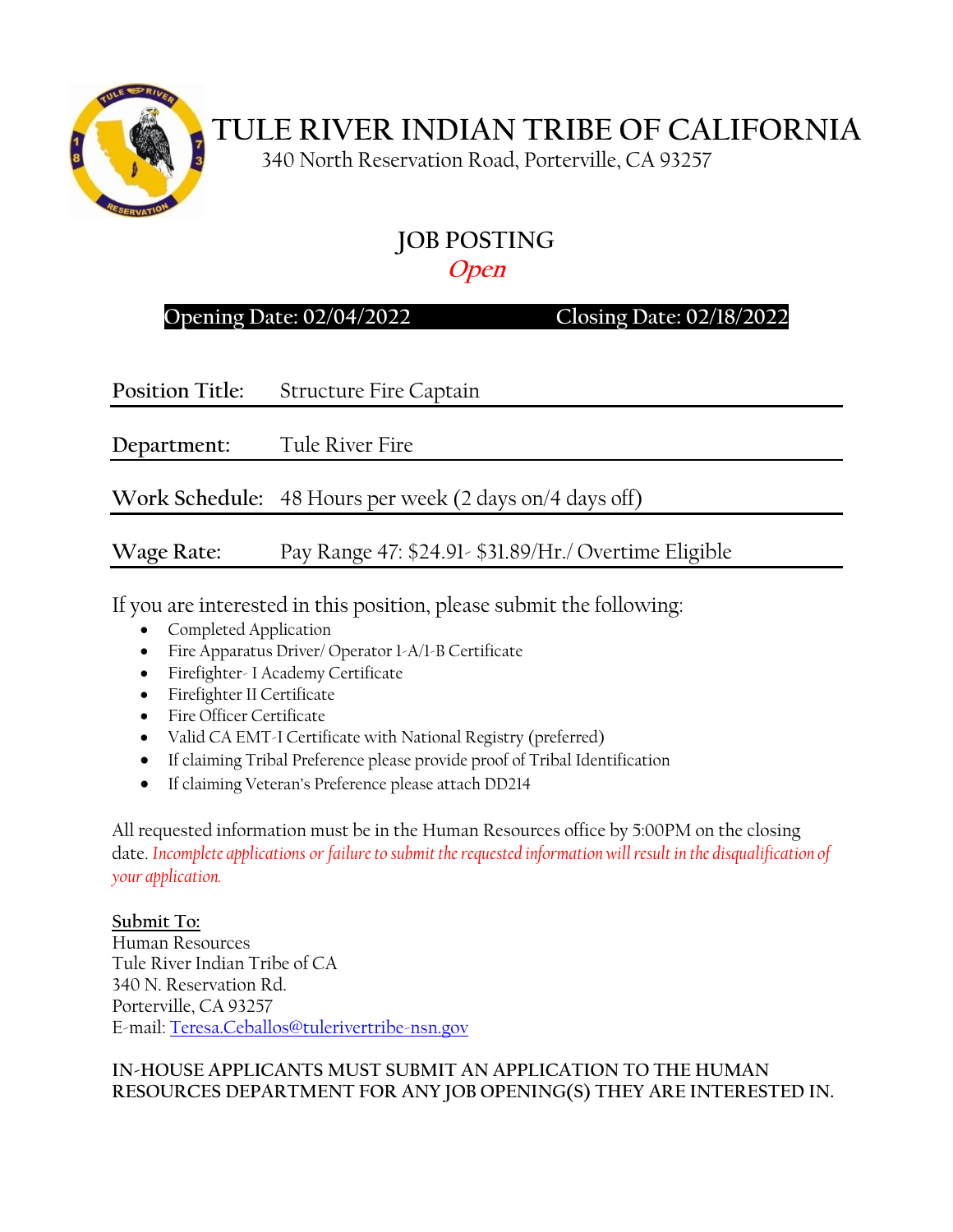# TULE RIVER INDIAN TRIBE OF CALIFORNIA

340 North Reservation Road, Porterville, CA 93257

## JOB POSTING

***Open***

**Opening Date: 02/04/2022** **Closing Date: 02/18/2022**

| | |
|---|---|
| **Position Title:** | Structure Fire Captain |
| **Department:** | Tule River Fire |
| **Work Schedule:** | 48 Hours per week (2 days on/4 days off) |
| **Wage Rate:** | Pay Range 47: $24.91- $31.89/Hr./ Overtime Eligible |

If you are interested in this position, please submit the following:

- Completed Application
- Fire Apparatus Driver/ Operator 1-A/1-B Certificate
- Firefighter- I Academy Certificate
- Firefighter II Certificate
- Fire Officer Certificate
- Valid CA EMT-I Certificate with National Registry (preferred)
- If claiming Tribal Preference please provide proof of Tribal Identification
- If claiming Veteran's Preference please attach DD214

All requested information must be in the Human Resources office by 5:00PM on the closing date. *Incomplete applications or failure to submit the requested information will result in the disqualification of your application.*

**Submit To:**
Human Resources
Tule River Indian Tribe of CA
340 N. Reservation Rd.
Porterville, CA 93257
E-mail: Teresa.Ceballos@tulerivertribe-nsn.gov

**IN-HOUSE APPLICANTS MUST SUBMIT AN APPLICATION TO THE HUMAN RESOURCES DEPARTMENT FOR ANY JOB OPENING(S) THEY ARE INTERESTED IN.**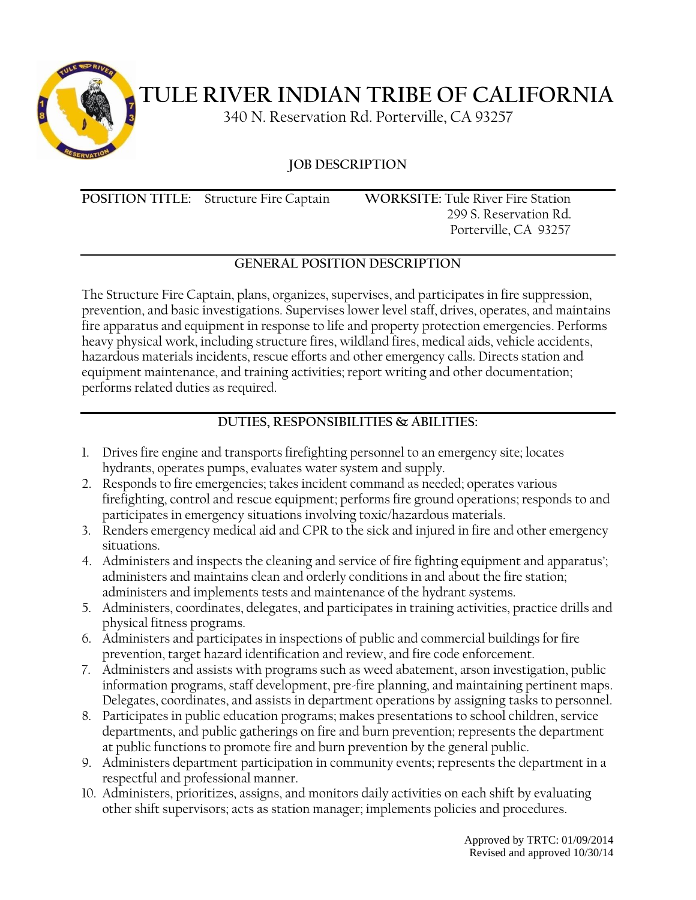# TULE RIVER INDIAN TRIBE OF CALIFORNIA

340 N. Reservation Rd. Porterville, CA 93257

## JOB DESCRIPTION

**POSITION TITLE:** Structure Fire Captain

**WORKSITE:** Tule River Fire Station
299 S. Reservation Rd.
Porterville, CA 93257

## GENERAL POSITION DESCRIPTION

The Structure Fire Captain, plans, organizes, supervises, and participates in fire suppression, prevention, and basic investigations. Supervises lower level staff, drives, operates, and maintains fire apparatus and equipment in response to life and property protection emergencies. Performs heavy physical work, including structure fires, wildland fires, medical aids, vehicle accidents, hazardous materials incidents, rescue efforts and other emergency calls. Directs station and equipment maintenance, and training activities; report writing and other documentation; performs related duties as required.

## DUTIES, RESPONSIBILITIES & ABILITIES:

1. Drives fire engine and transports firefighting personnel to an emergency site; locates hydrants, operates pumps, evaluates water system and supply.
2. Responds to fire emergencies; takes incident command as needed; operates various firefighting, control and rescue equipment; performs fire ground operations; responds to and participates in emergency situations involving toxic/hazardous materials.
3. Renders emergency medical aid and CPR to the sick and injured in fire and other emergency situations.
4. Administers and inspects the cleaning and service of fire fighting equipment and apparatus'; administers and maintains clean and orderly conditions in and about the fire station; administers and implements tests and maintenance of the hydrant systems.
5. Administers, coordinates, delegates, and participates in training activities, practice drills and physical fitness programs.
6. Administers and participates in inspections of public and commercial buildings for fire prevention, target hazard identification and review, and fire code enforcement.
7. Administers and assists with programs such as weed abatement, arson investigation, public information programs, staff development, pre-fire planning, and maintaining pertinent maps. Delegates, coordinates, and assists in department operations by assigning tasks to personnel.
8. Participates in public education programs; makes presentations to school children, service departments, and public gatherings on fire and burn prevention; represents the department at public functions to promote fire and burn prevention by the general public.
9. Administers department participation in community events; represents the department in a respectful and professional manner.
10. Administers, prioritizes, assigns, and monitors daily activities on each shift by evaluating other shift supervisors; acts as station manager; implements policies and procedures.

Approved by TRTC: 01/09/2014
Revised and approved 10/30/14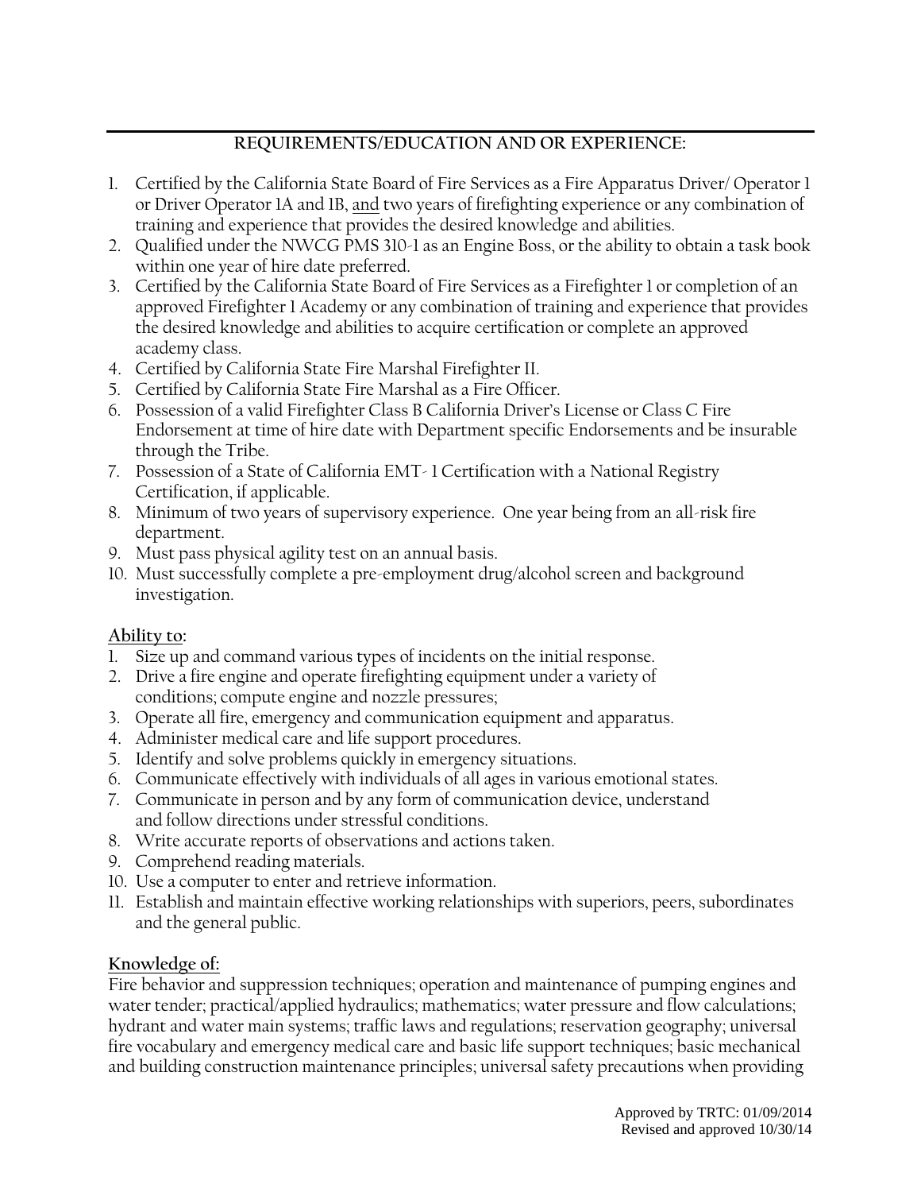---

**REQUIREMENTS/EDUCATION AND OR EXPERIENCE:**

1. Certified by the California State Board of Fire Services as a Fire Apparatus Driver/ Operator 1 or Driver Operator 1A and 1B, <u>and</u> two years of firefighting experience or any combination of training and experience that provides the desired knowledge and abilities.
2. Qualified under the NWCG PMS 310-1 as an Engine Boss, or the ability to obtain a task book within one year of hire date preferred.
3. Certified by the California State Board of Fire Services as a Firefighter 1 or completion of an approved Firefighter 1 Academy or any combination of training and experience that provides the desired knowledge and abilities to acquire certification or complete an approved academy class.
4. Certified by California State Fire Marshal Firefighter II.
5. Certified by California State Fire Marshal as a Fire Officer.
6. Possession of a valid Firefighter Class B California Driver's License or Class C Fire Endorsement at time of hire date with Department specific Endorsements and be insurable through the Tribe.
7. Possession of a State of California EMT- 1 Certification with a National Registry Certification, if applicable.
8. Minimum of two years of supervisory experience. One year being from an all-risk fire department.
9. Must pass physical agility test on an annual basis.
10. Must successfully complete a pre-employment drug/alcohol screen and background investigation.

**<u>Ability to</u>:**

1. Size up and command various types of incidents on the initial response.
2. Drive a fire engine and operate firefighting equipment under a variety of conditions; compute engine and nozzle pressures;
3. Operate all fire, emergency and communication equipment and apparatus.
4. Administer medical care and life support procedures.
5. Identify and solve problems quickly in emergency situations.
6. Communicate effectively with individuals of all ages in various emotional states.
7. Communicate in person and by any form of communication device, understand and follow directions under stressful conditions.
8. Write accurate reports of observations and actions taken.
9. Comprehend reading materials.
10. Use a computer to enter and retrieve information.
11. Establish and maintain effective working relationships with superiors, peers, subordinates and the general public.

**<u>Knowledge of</u>:**

Fire behavior and suppression techniques; operation and maintenance of pumping engines and water tender; practical/applied hydraulics; mathematics; water pressure and flow calculations; hydrant and water main systems; traffic laws and regulations; reservation geography; universal fire vocabulary and emergency medical care and basic life support techniques; basic mechanical and building construction maintenance principles; universal safety precautions when providing

Approved by TRTC: 01/09/2014
Revised and approved 10/30/14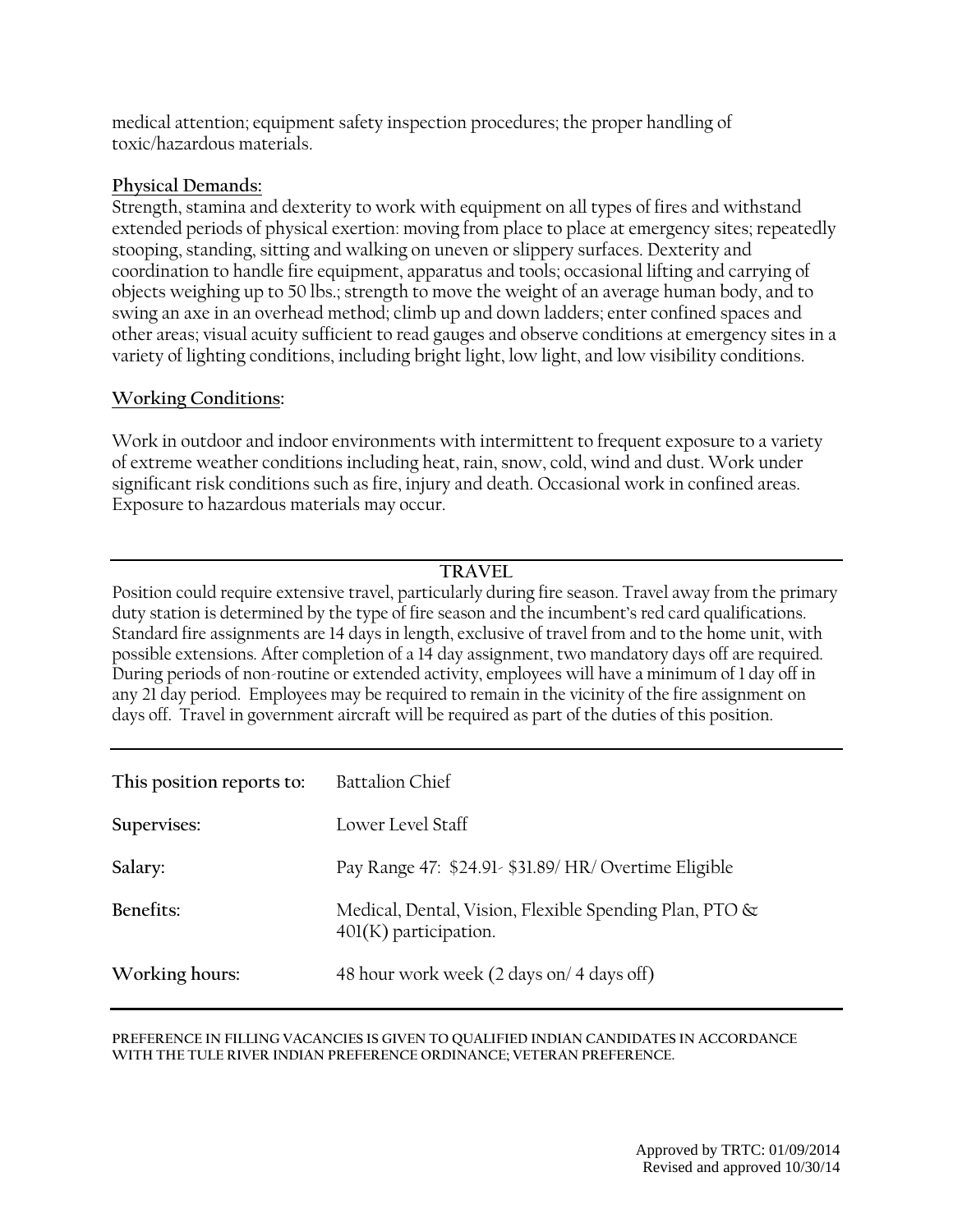medical attention; equipment safety inspection procedures; the proper handling of toxic/hazardous materials.

**Physical Demands:**

Strength, stamina and dexterity to work with equipment on all types of fires and withstand extended periods of physical exertion: moving from place to place at emergency sites; repeatedly stooping, standing, sitting and walking on uneven or slippery surfaces. Dexterity and coordination to handle fire equipment, apparatus and tools; occasional lifting and carrying of objects weighing up to 50 lbs.; strength to move the weight of an average human body, and to swing an axe in an overhead method; climb up and down ladders; enter confined spaces and other areas; visual acuity sufficient to read gauges and observe conditions at emergency sites in a variety of lighting conditions, including bright light, low light, and low visibility conditions.

**Working Conditions:**

Work in outdoor and indoor environments with intermittent to frequent exposure to a variety of extreme weather conditions including heat, rain, snow, cold, wind and dust. Work under significant risk conditions such as fire, injury and death. Occasional work in confined areas. Exposure to hazardous materials may occur.

**TRAVEL**

Position could require extensive travel, particularly during fire season. Travel away from the primary duty station is determined by the type of fire season and the incumbent's red card qualifications. Standard fire assignments are 14 days in length, exclusive of travel from and to the home unit, with possible extensions. After completion of a 14 day assignment, two mandatory days off are required. During periods of non-routine or extended activity, employees will have a minimum of 1 day off in any 21 day period. Employees may be required to remain in the vicinity of the fire assignment on days off. Travel in government aircraft will be required as part of the duties of this position.

| | |
|---|---|
| **This position reports to:** | Battalion Chief |
| **Supervises:** | Lower Level Staff |
| **Salary:** | Pay Range 47: $24.91- $31.89/ HR/ Overtime Eligible |
| **Benefits:** | Medical, Dental, Vision, Flexible Spending Plan, PTO & 401(K) participation. |
| **Working hours:** | 48 hour work week (2 days on/ 4 days off) |

**PREFERENCE IN FILLING VACANCIES IS GIVEN TO QUALIFIED INDIAN CANDIDATES IN ACCORDANCE WITH THE TULE RIVER INDIAN PREFERENCE ORDINANCE; VETERAN PREFERENCE.**

Approved by TRTC: 01/09/2014
Revised and approved 10/30/14